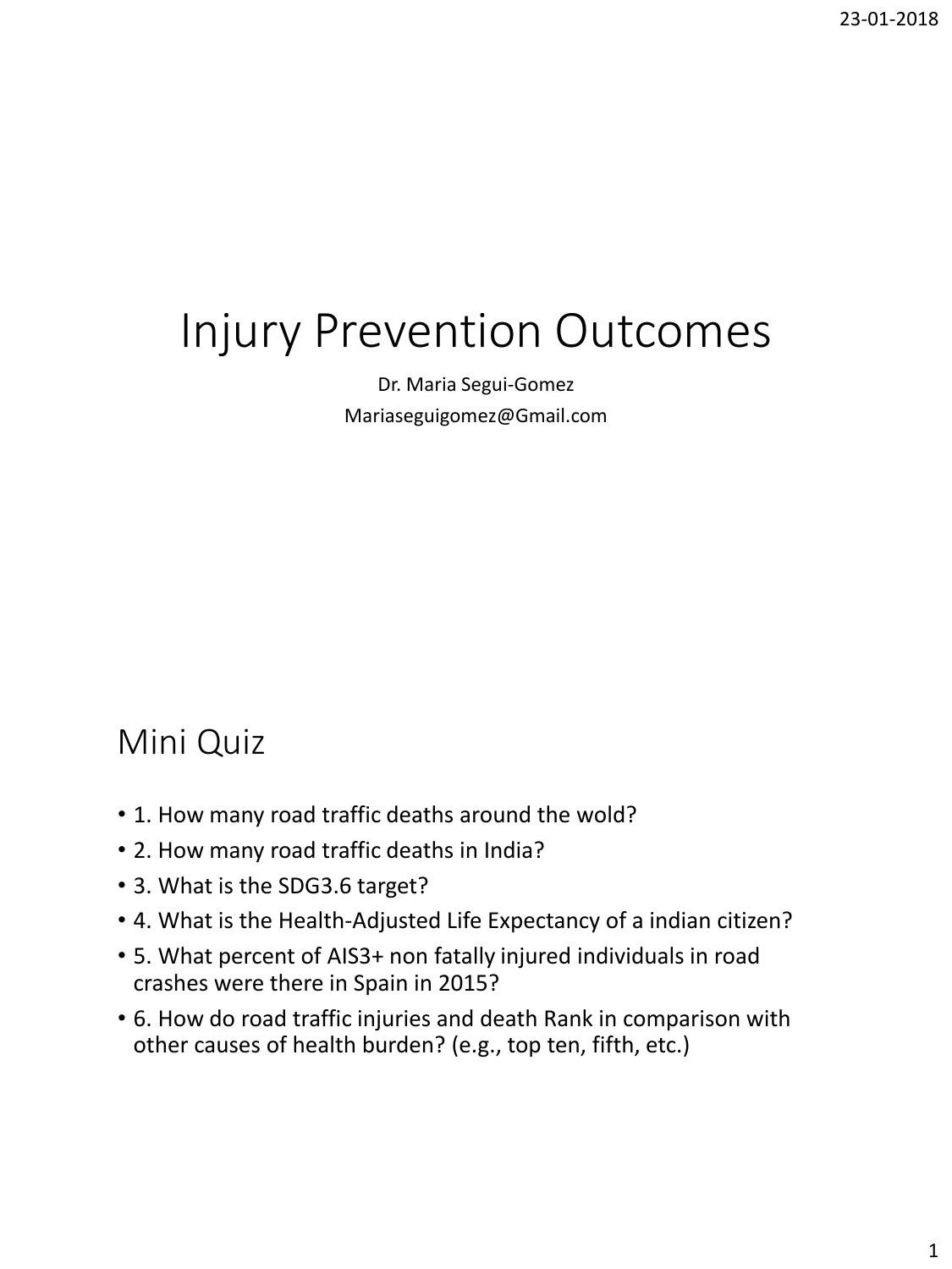# Injury Prevention Outcomes

Dr. Maria Segui-Gomez

Mariaseguigomez@Gmail.com

## Mini Quiz

- 1. How many road traffic deaths around the wold?
- 2. How many road traffic deaths in India?
- 3. What is the SDG3.6 target?
- 4. What is the Health-Adjusted Life Expectancy of a indian citizen?
- 5. What percent of AIS3+ non fatally injured individuals in road crashes were there in Spain in 2015?
- 6. How do road traffic injuries and death Rank in comparison with other causes of health burden? (e.g., top ten, fifth, etc.)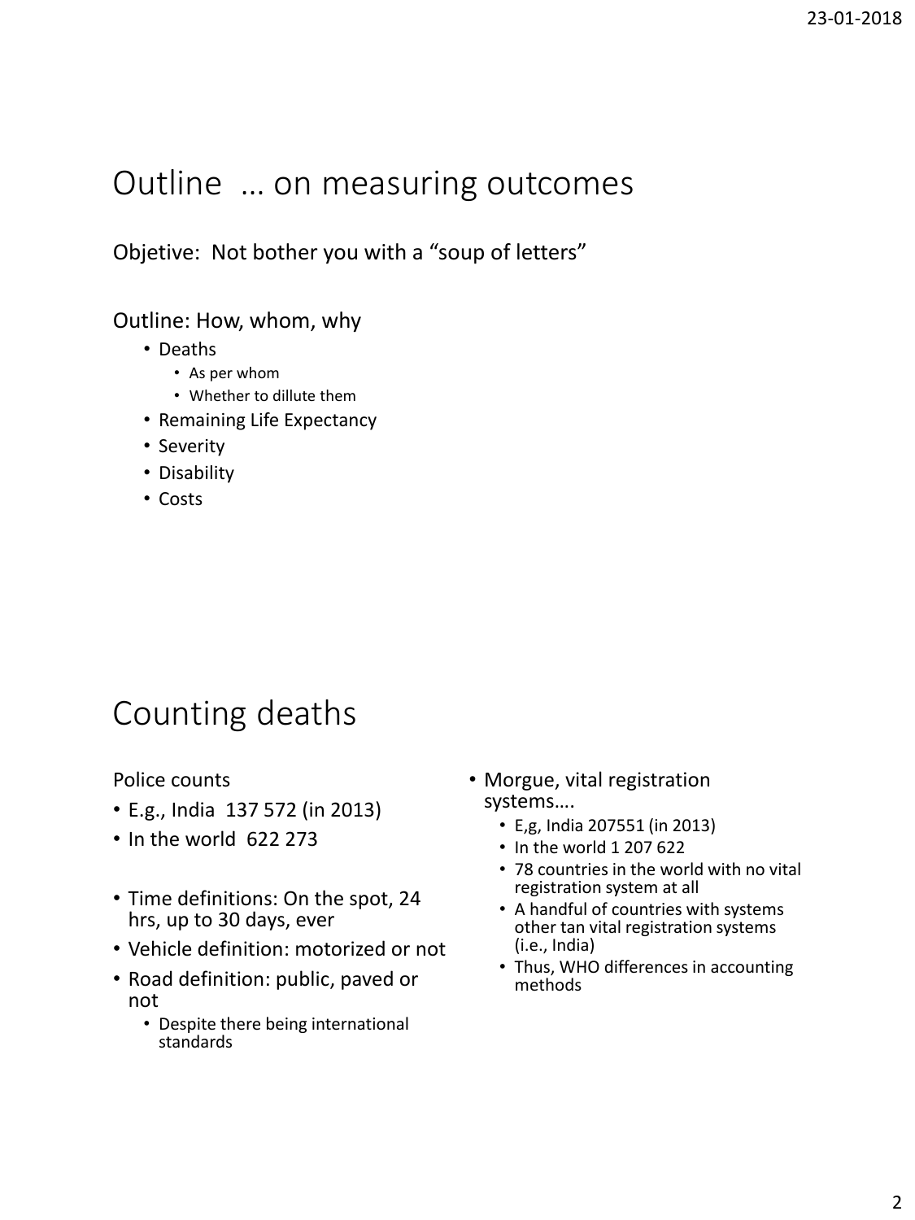# Outline … on measuring outcomes

Objetive: Not bother you with a "soup of letters"

Outline: How, whom, why

- Deaths
  - As per whom
  - Whether to dillute them
- Remaining Life Expectancy
- Severity
- Disability
- Costs

# Counting deaths

Police counts

- E.g., India 137 572 (in 2013)
- In the world 622 273

- Time definitions: On the spot, 24 hrs, up to 30 days, ever
- Vehicle definition: motorized or not
- Road definition: public, paved or not
  - Despite there being international standards

- Morgue, vital registration systems….
  - E,g, India 207551 (in 2013)
  - In the world 1 207 622
  - 78 countries in the world with no vital registration system at all
  - A handful of countries with systems other tan vital registration systems (i.e., India)
  - Thus, WHO differences in accounting methods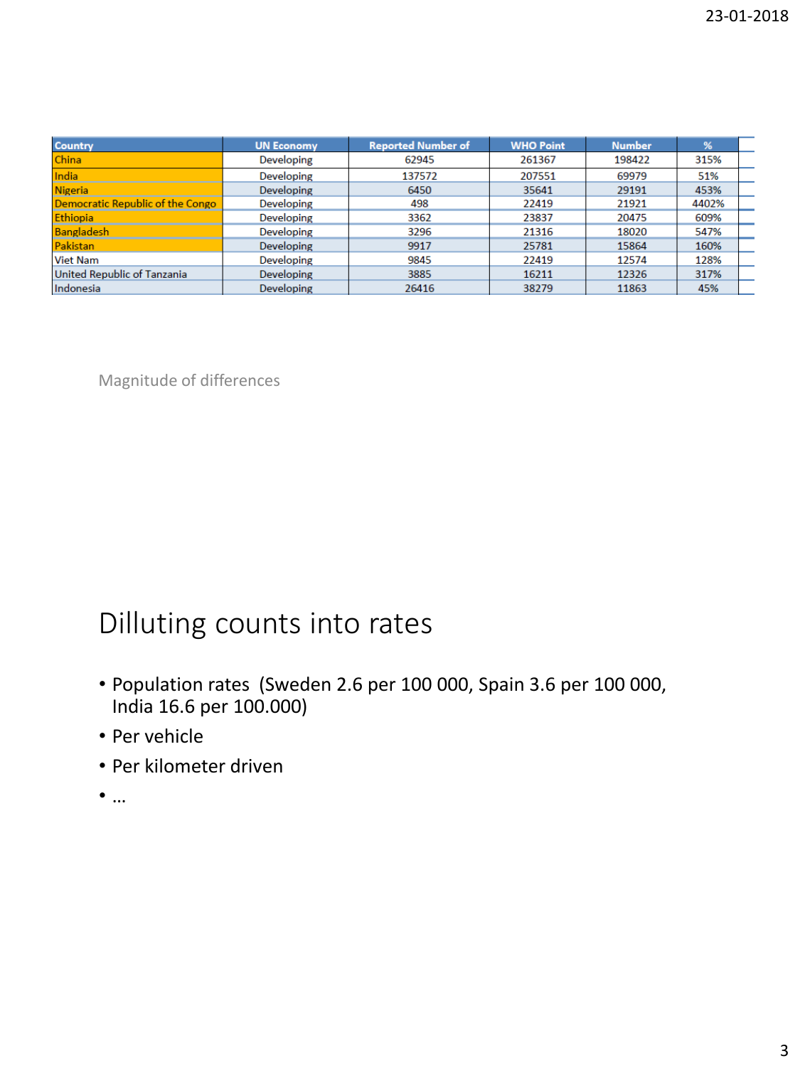| Country | UN Economy | Reported Number of | WHO Point | Number | % |
|---|---|---|---|---|---|
| China | Developing | 62945 | 261367 | 198422 | 315% |
| India | Developing | 137572 | 207551 | 69979 | 51% |
| Nigeria | Developing | 6450 | 35641 | 29191 | 453% |
| Democratic Republic of the Congo | Developing | 498 | 22419 | 21921 | 4402% |
| Ethiopia | Developing | 3362 | 23837 | 20475 | 609% |
| Bangladesh | Developing | 3296 | 21316 | 18020 | 547% |
| Pakistan | Developing | 9917 | 25781 | 15864 | 160% |
| Viet Nam | Developing | 9845 | 22419 | 12574 | 128% |
| United Republic of Tanzania | Developing | 3885 | 16211 | 12326 | 317% |
| Indonesia | Developing | 26416 | 38279 | 11863 | 45% |

Magnitude of differences

# Dilluting counts into rates

- Population rates (Sweden 2.6 per 100 000, Spain 3.6 per 100 000, India 16.6 per 100.000)
- Per vehicle
- Per kilometer driven
- …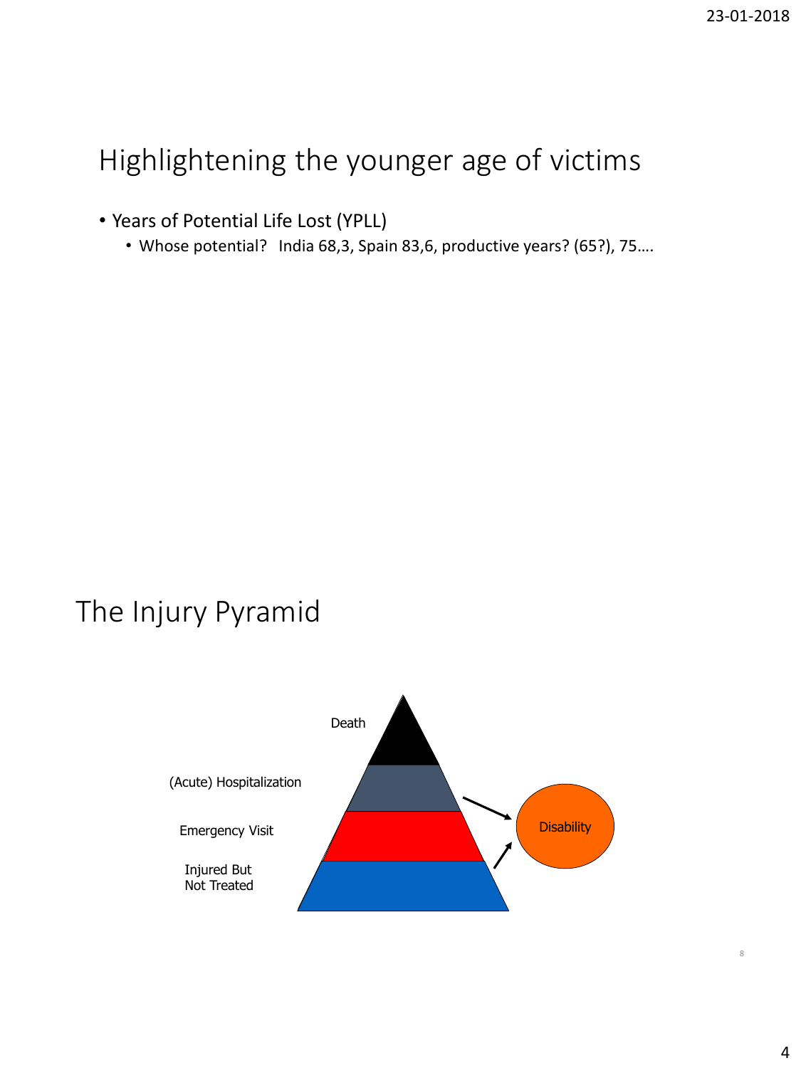## Highlightening the younger age of victims

- Years of Potential Life Lost (YPLL)
  - Whose potential? India 68,3, Spain 83,6, productive years? (65?), 75….

## The Injury Pyramid

Death

(Acute) Hospitalization

Emergency Visit

Injured But Not Treated

Disability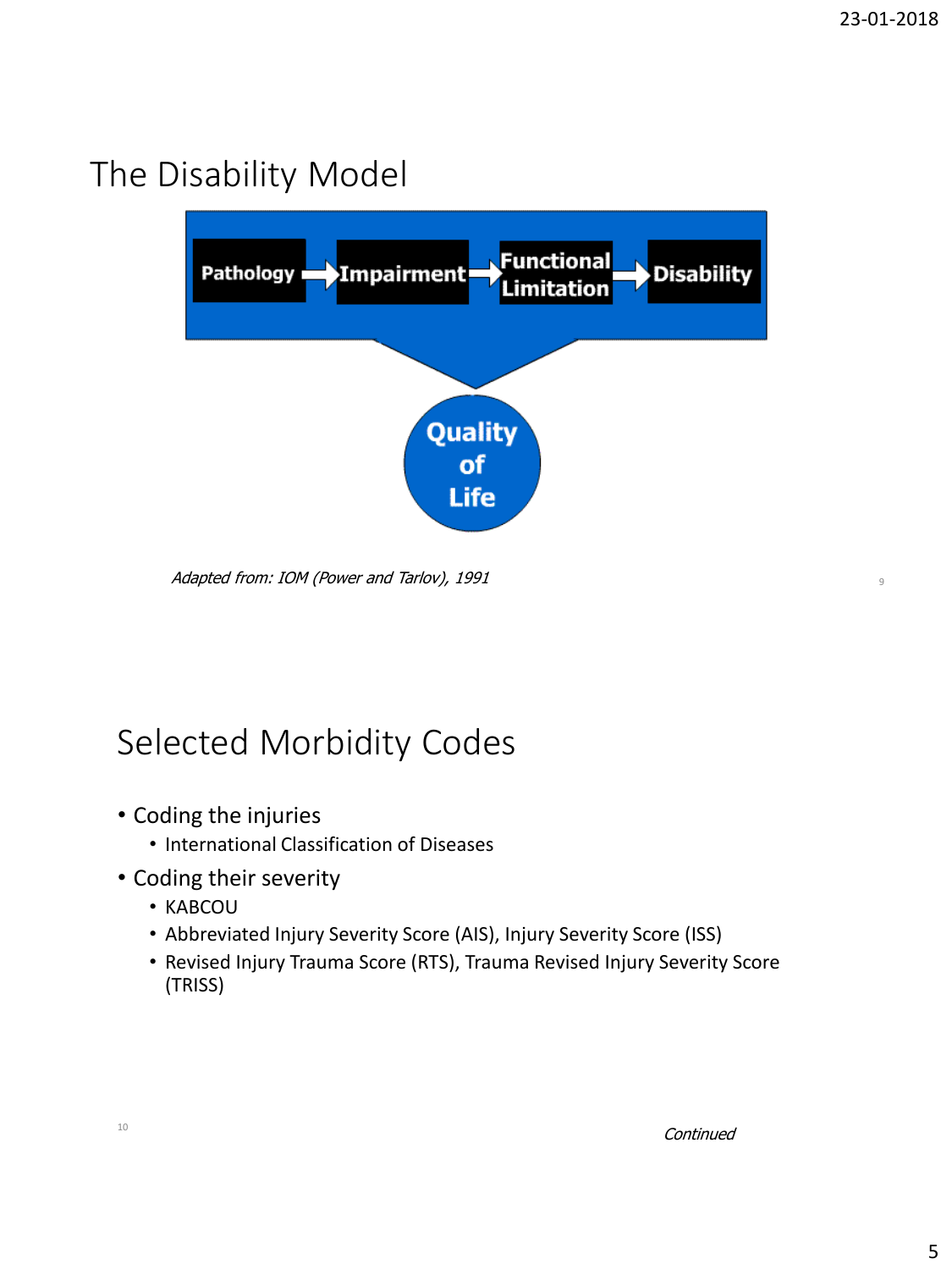## The Disability Model

Pathology → Impairment → Functional Limitation → Disability

Quality of Life

*Adapted from: IOM (Power and Tarlov), 1991*

## Selected Morbidity Codes

- Coding the injuries
  - International Classification of Diseases
- Coding their severity
  - KABCOU
  - Abbreviated Injury Severity Score (AIS), Injury Severity Score (ISS)
  - Revised Injury Trauma Score (RTS), Trauma Revised Injury Severity Score (TRISS)

*Continued*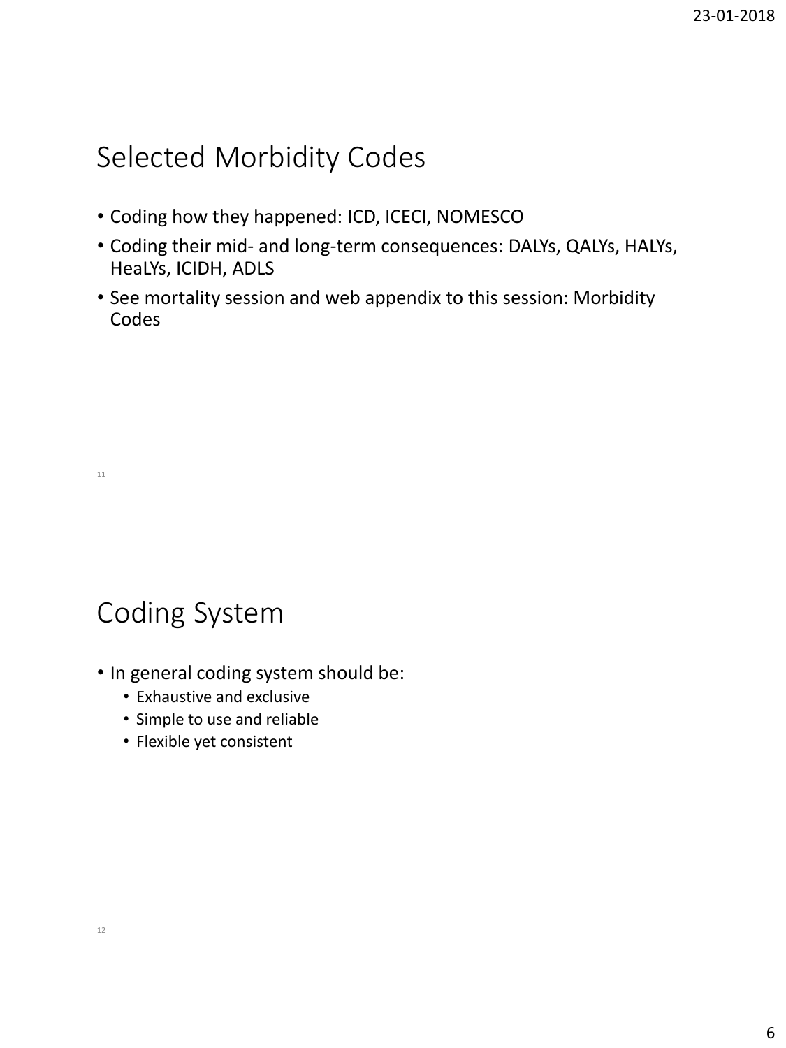## Selected Morbidity Codes

- Coding how they happened: ICD, ICECI, NOMESCO
- Coding their mid- and long-term consequences: DALYs, QALYs, HALYs, HeaLYs, ICIDH, ADLS
- See mortality session and web appendix to this session: Morbidity Codes

## Coding System

- In general coding system should be:
  - Exhaustive and exclusive
  - Simple to use and reliable
  - Flexible yet consistent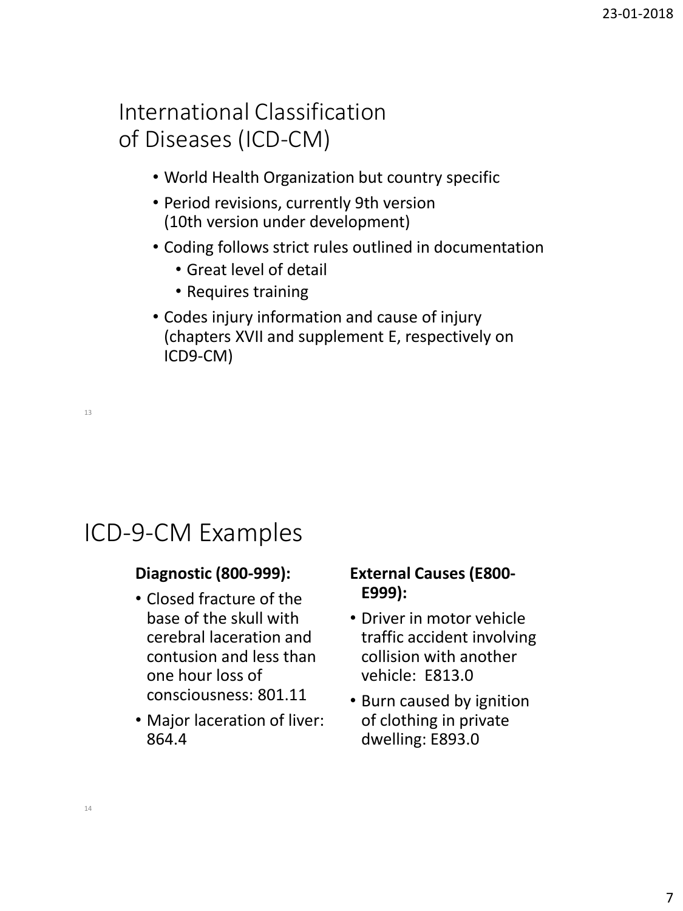## International Classification of Diseases (ICD-CM)

- World Health Organization but country specific
- Period revisions, currently 9th version (10th version under development)
- Coding follows strict rules outlined in documentation
  - Great level of detail
  - Requires training
- Codes injury information and cause of injury (chapters XVII and supplement E, respectively on ICD9-CM)

## ICD-9-CM Examples

**Diagnostic (800-999):**

- Closed fracture of the base of the skull with cerebral laceration and contusion and less than one hour loss of consciousness: 801.11
- Major laceration of liver: 864.4

**External Causes (E800-E999):**

- Driver in motor vehicle traffic accident involving collision with another vehicle: E813.0
- Burn caused by ignition of clothing in private dwelling: E893.0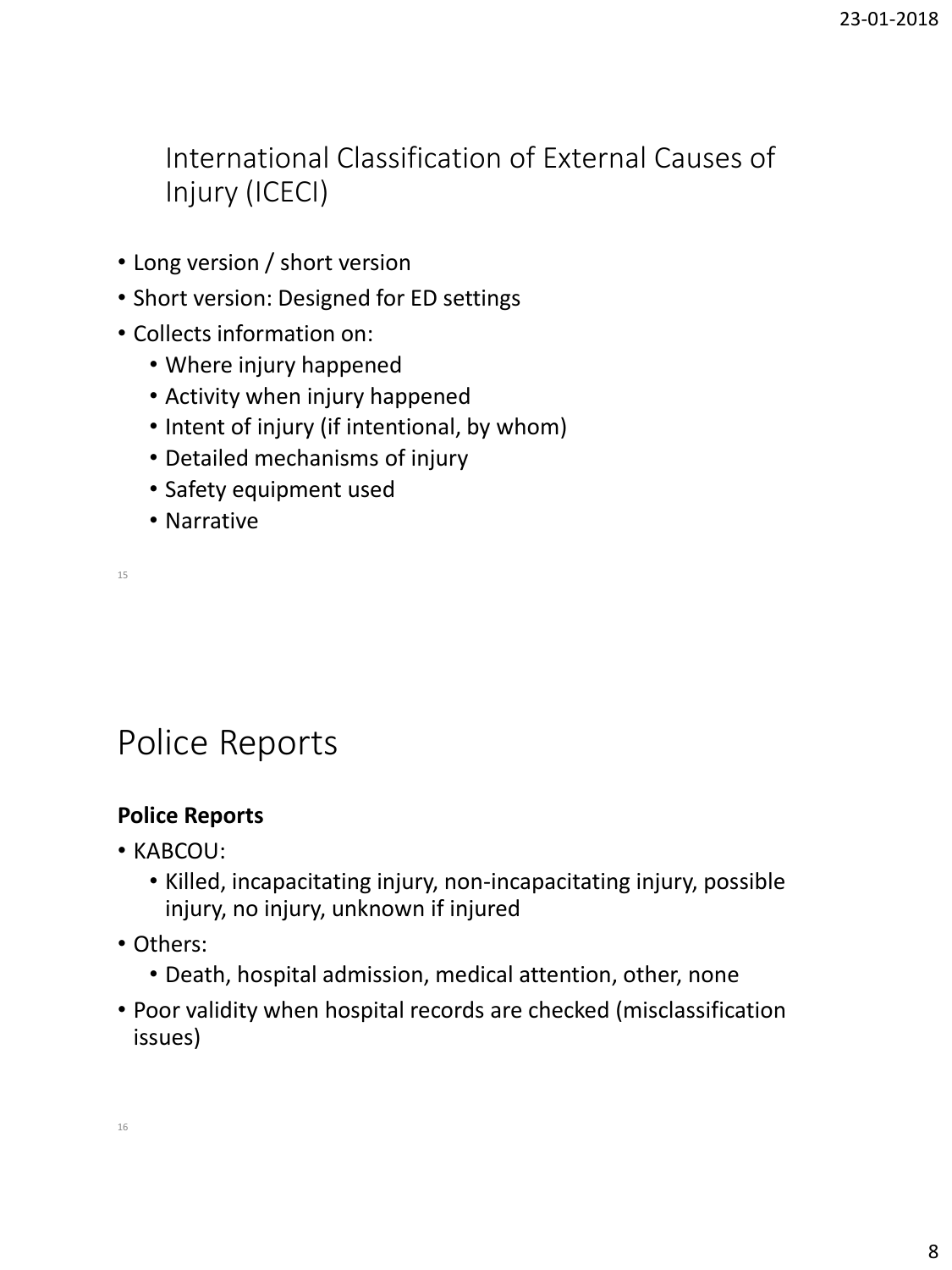## International Classification of External Causes of Injury (ICECI)

- Long version / short version
- Short version: Designed for ED settings
- Collects information on:
  - Where injury happened
  - Activity when injury happened
  - Intent of injury (if intentional, by whom)
  - Detailed mechanisms of injury
  - Safety equipment used
  - Narrative

## Police Reports

**Police Reports**

- KABCOU:
  - Killed, incapacitating injury, non-incapacitating injury, possible injury, no injury, unknown if injured
- Others:
  - Death, hospital admission, medical attention, other, none
- Poor validity when hospital records are checked (misclassification issues)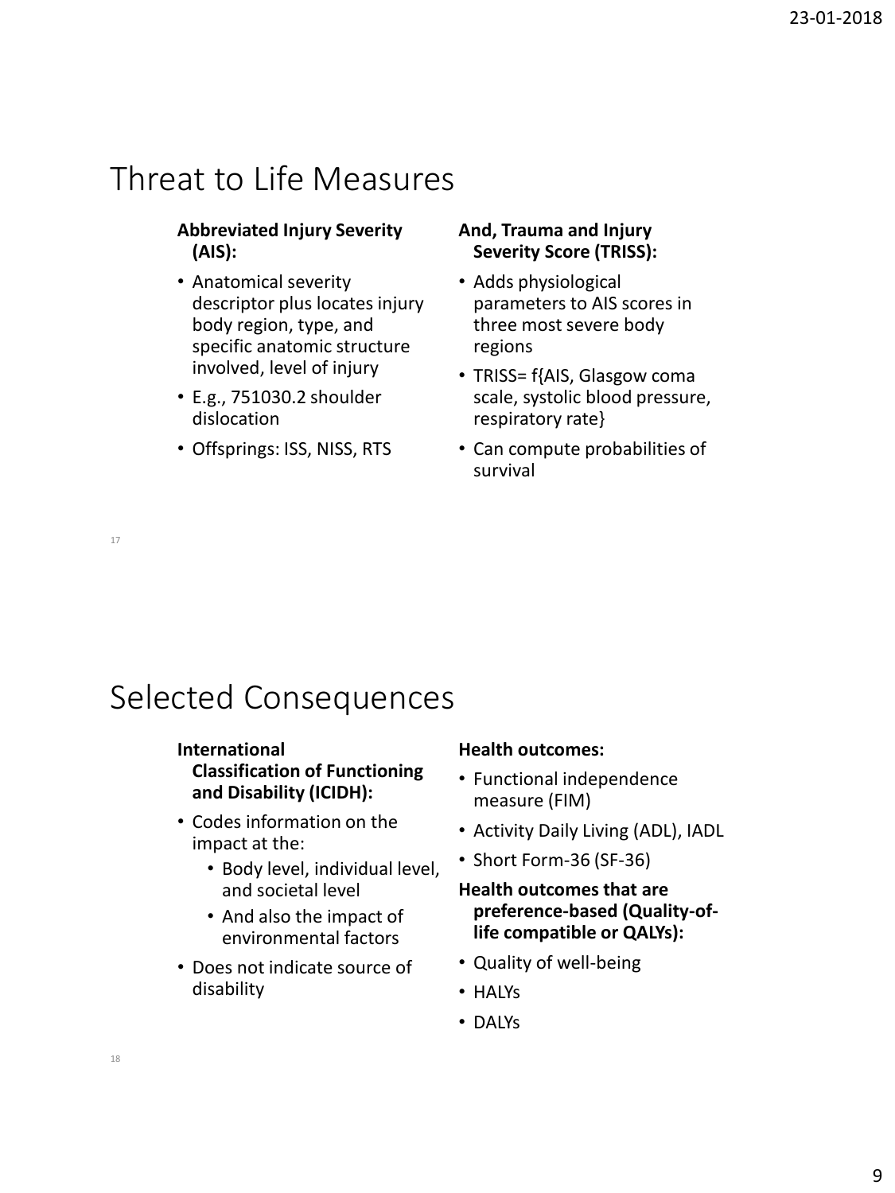## Threat to Life Measures

**Abbreviated Injury Severity (AIS):**

- Anatomical severity descriptor plus locates injury body region, type, and specific anatomic structure involved, level of injury
- E.g., 751030.2 shoulder dislocation
- Offsprings: ISS, NISS, RTS

**And, Trauma and Injury Severity Score (TRISS):**

- Adds physiological parameters to AIS scores in three most severe body regions
- TRISS= f{AIS, Glasgow coma scale, systolic blood pressure, respiratory rate}
- Can compute probabilities of survival

## Selected Consequences

**International Classification of Functioning and Disability (ICIDH):**

- Codes information on the impact at the:
  - Body level, individual level, and societal level
  - And also the impact of environmental factors
- Does not indicate source of disability

**Health outcomes:**

- Functional independence measure (FIM)
- Activity Daily Living (ADL), IADL
- Short Form-36 (SF-36)

**Health outcomes that are preference-based (Quality-of-life compatible or QALYs):**

- Quality of well-being
- HALYs
- DALYs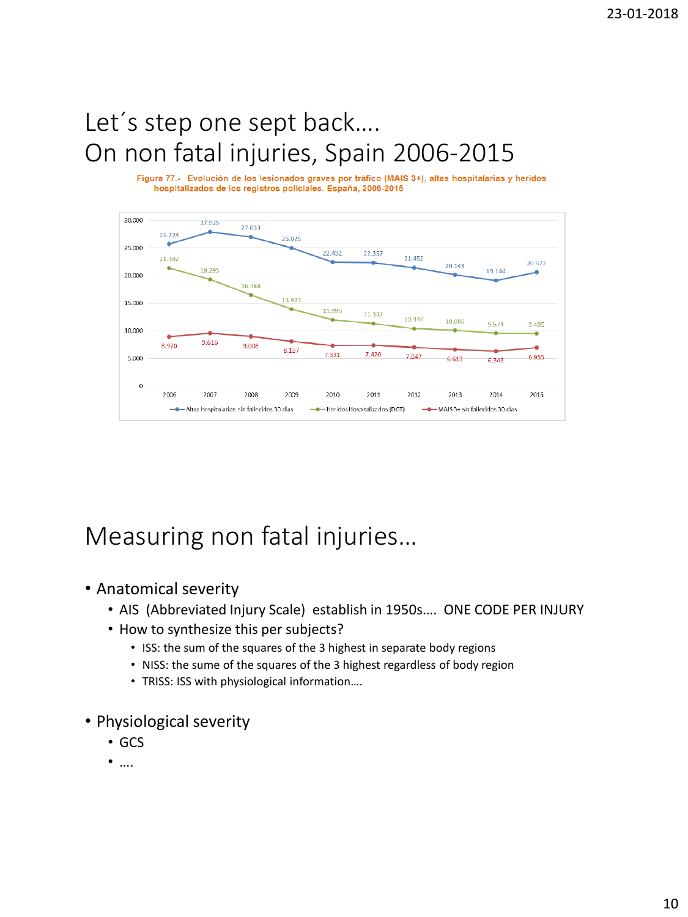# Let´s step one sept back….
# On non fatal injuries, Spain 2006-2015

Figura 77.- Evolución de los lesionados graves por tráfico (MAIS 3+), altas hospitalarias y heridos hospitalizados de los registros policiales. España, 2006-2015

| Año | Altas hospitalarias sin fallecidos 30 días | Heridos Hospitalizados (DGT) | MAIS 3+ sin fallecidos 30 días |
|---|---|---|---|
| 2006 | 25.724 | 21.382 | 8.970 |
| 2007 | 27.925 | 19.295 | 9.616 |
| 2008 | 27.033 | 16.488 | 9.008 |
| 2009 | 25.025 | 13.923 | 8.137 |
| 2010 | 22.432 | 11.995 | 7.331 |
| 2011 | 22.357 | 11.347 | 7.420 |
| 2012 | 21.452 | 10.444 | 7.047 |
| 2013 | 20.143 | 10.086 | 6.613 |
| 2014 | 19.144 | 9.574 | 6.343 |
| 2015 | 20.572 | 9.495 | 6.955 |

# Measuring non fatal injuries…

- Anatomical severity
  - AIS (Abbreviated Injury Scale) establish in 1950s…. ONE CODE PER INJURY
  - How to synthesize this per subjects?
    - ISS: the sum of the squares of the 3 highest in separate body regions
    - NISS: the sume of the squares of the 3 highest regardless of body region
    - TRISS: ISS with physiological information….
- Physiological severity
  - GCS
  - ….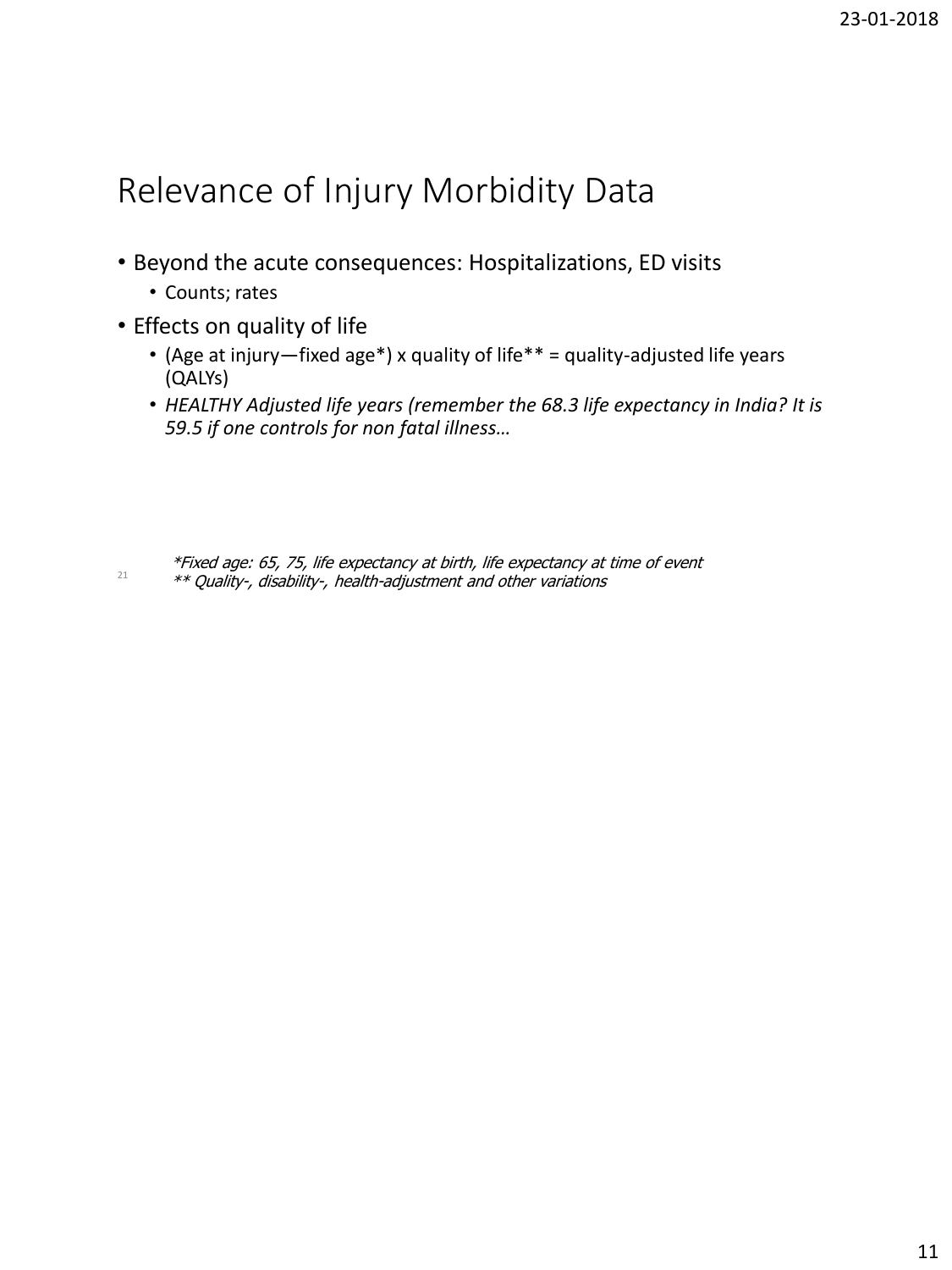## Relevance of Injury Morbidity Data

- Beyond the acute consequences: Hospitalizations, ED visits
  - Counts; rates
- Effects on quality of life
  - (Age at injury—fixed age*) x quality of life** = quality-adjusted life years (QALYs)
  - *HEALTHY Adjusted life years (remember the 68.3 life expectancy in India? It is 59.5 if one controls for non fatal illness…*

*\*Fixed age: 65, 75, life expectancy at birth, life expectancy at time of event*

*\*\* Quality-, disability-, health-adjustment and other variations*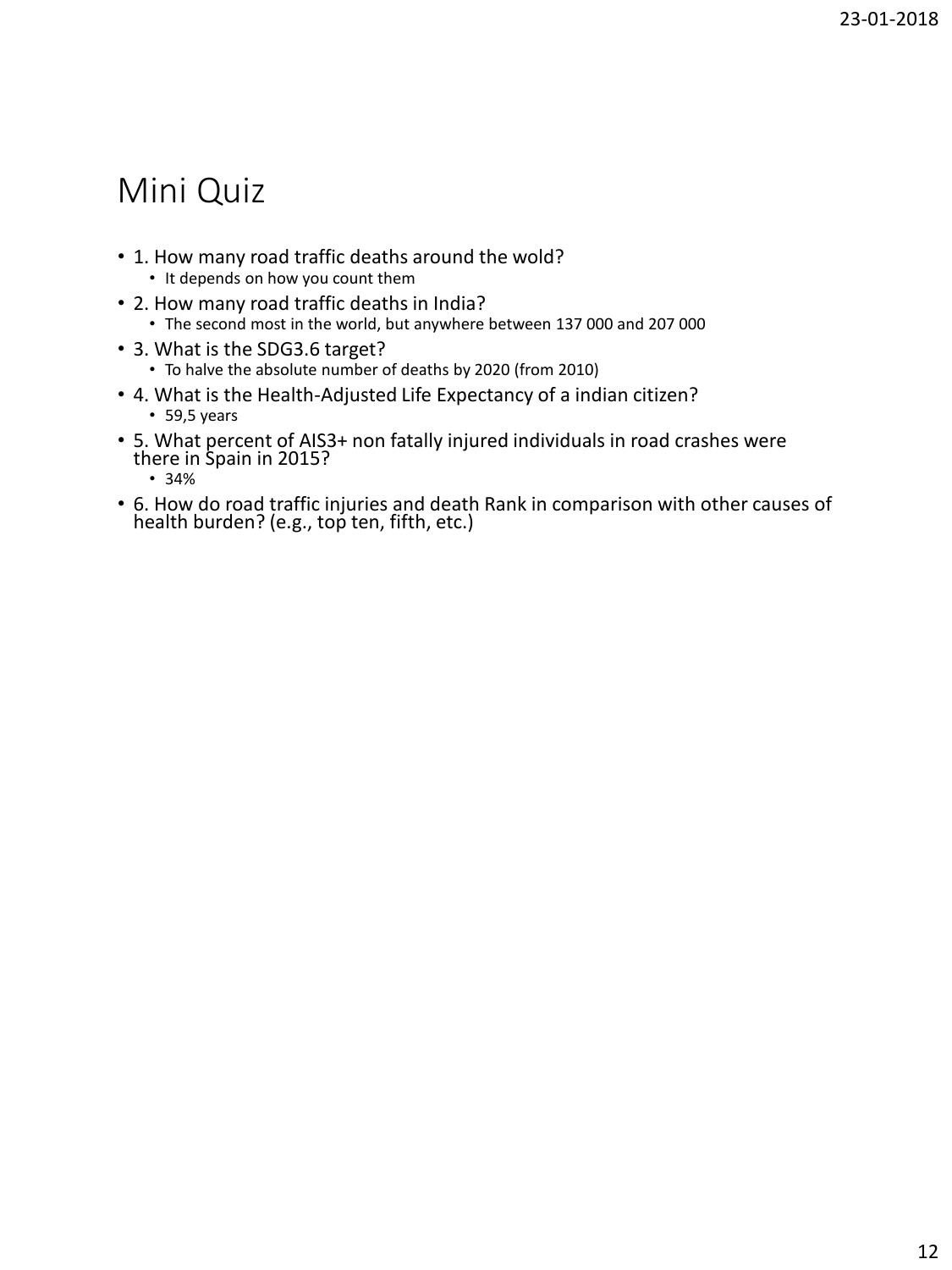# Mini Quiz

- 1. How many road traffic deaths around the wold?
  - It depends on how you count them
- 2. How many road traffic deaths in India?
  - The second most in the world, but anywhere between 137 000 and 207 000
- 3. What is the SDG3.6 target?
  - To halve the absolute number of deaths by 2020 (from 2010)
- 4. What is the Health-Adjusted Life Expectancy of a indian citizen?
  - 59,5 years
- 5. What percent of AIS3+ non fatally injured individuals in road crashes were there in Spain in 2015?
  - 34%
- 6. How do road traffic injuries and death Rank in comparison with other causes of health burden? (e.g., top ten, fifth, etc.)